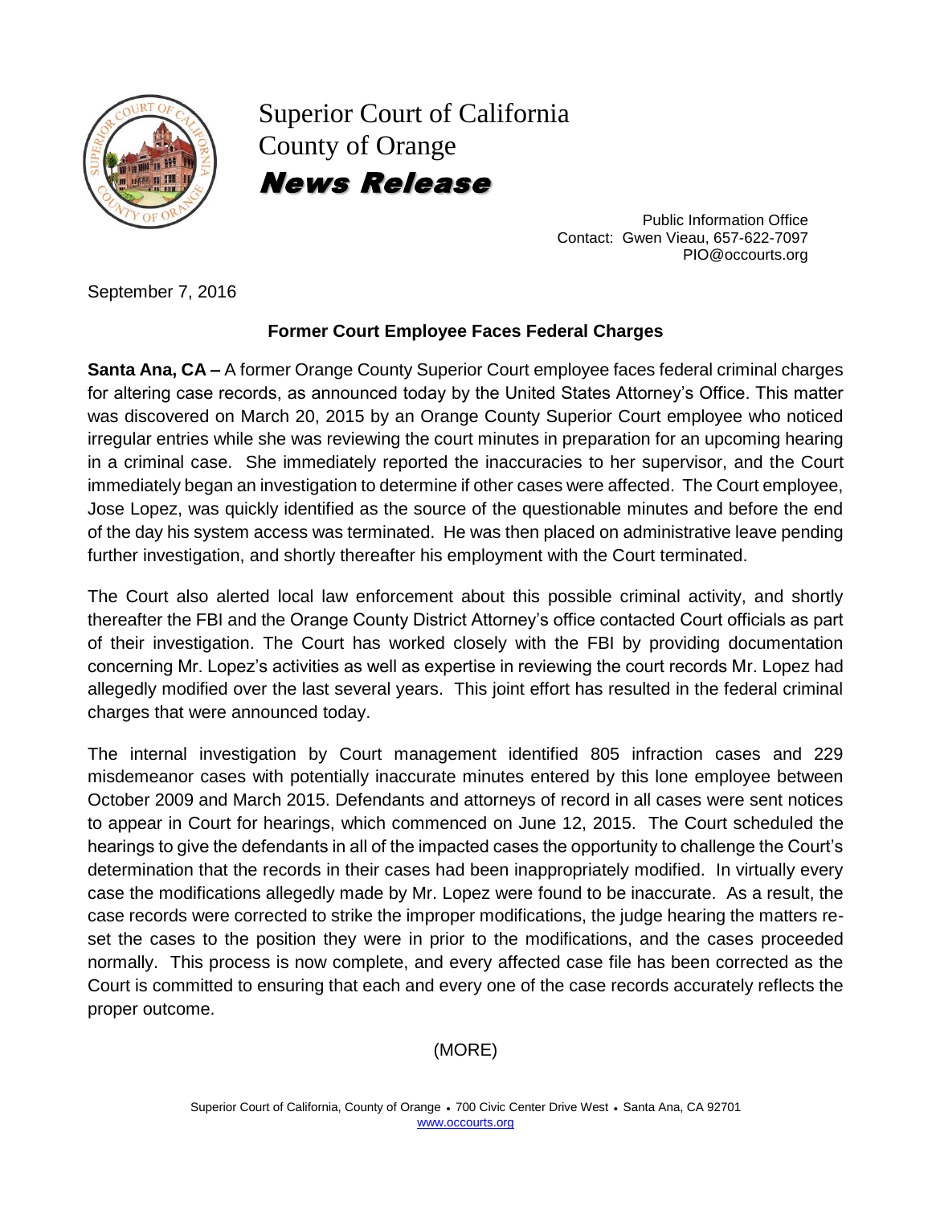Superior Court of California
County of Orange

# ***News Release***

Public Information Office
Contact: Gwen Vieau, 657-622-7097
PIO@occourts.org

September 7, 2016

## Former Court Employee Faces Federal Charges

**Santa Ana, CA –** A former Orange County Superior Court employee faces federal criminal charges for altering case records, as announced today by the United States Attorney's Office. This matter was discovered on March 20, 2015 by an Orange County Superior Court employee who noticed irregular entries while she was reviewing the court minutes in preparation for an upcoming hearing in a criminal case. She immediately reported the inaccuracies to her supervisor, and the Court immediately began an investigation to determine if other cases were affected. The Court employee, Jose Lopez, was quickly identified as the source of the questionable minutes and before the end of the day his system access was terminated. He was then placed on administrative leave pending further investigation, and shortly thereafter his employment with the Court terminated.

The Court also alerted local law enforcement about this possible criminal activity, and shortly thereafter the FBI and the Orange County District Attorney's office contacted Court officials as part of their investigation. The Court has worked closely with the FBI by providing documentation concerning Mr. Lopez's activities as well as expertise in reviewing the court records Mr. Lopez had allegedly modified over the last several years. This joint effort has resulted in the federal criminal charges that were announced today.

The internal investigation by Court management identified 805 infraction cases and 229 misdemeanor cases with potentially inaccurate minutes entered by this lone employee between October 2009 and March 2015. Defendants and attorneys of record in all cases were sent notices to appear in Court for hearings, which commenced on June 12, 2015. The Court scheduled the hearings to give the defendants in all of the impacted cases the opportunity to challenge the Court's determination that the records in their cases had been inappropriately modified. In virtually every case the modifications allegedly made by Mr. Lopez were found to be inaccurate. As a result, the case records were corrected to strike the improper modifications, the judge hearing the matters re-set the cases to the position they were in prior to the modifications, and the cases proceeded normally. This process is now complete, and every affected case file has been corrected as the Court is committed to ensuring that each and every one of the case records accurately reflects the proper outcome.

(MORE)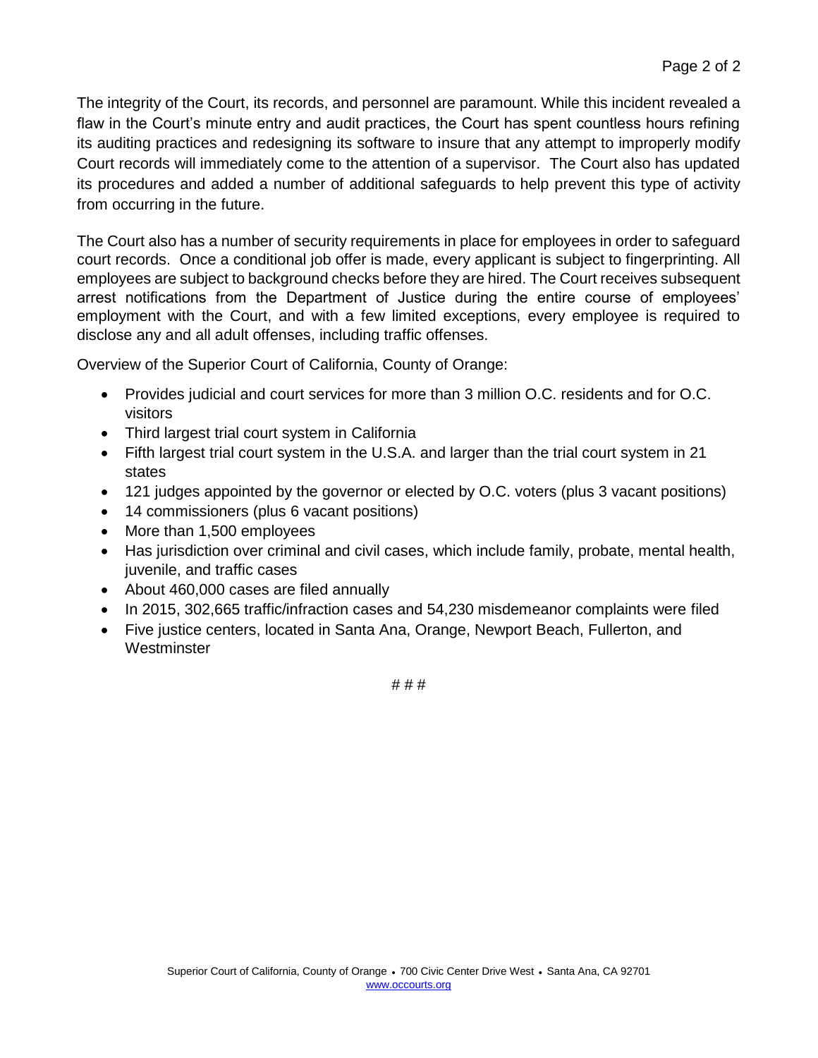The integrity of the Court, its records, and personnel are paramount. While this incident revealed a flaw in the Court's minute entry and audit practices, the Court has spent countless hours refining its auditing practices and redesigning its software to insure that any attempt to improperly modify Court records will immediately come to the attention of a supervisor. The Court also has updated its procedures and added a number of additional safeguards to help prevent this type of activity from occurring in the future.

The Court also has a number of security requirements in place for employees in order to safeguard court records. Once a conditional job offer is made, every applicant is subject to fingerprinting. All employees are subject to background checks before they are hired. The Court receives subsequent arrest notifications from the Department of Justice during the entire course of employees' employment with the Court, and with a few limited exceptions, every employee is required to disclose any and all adult offenses, including traffic offenses.

Overview of the Superior Court of California, County of Orange:

- Provides judicial and court services for more than 3 million O.C. residents and for O.C. visitors
- Third largest trial court system in California
- Fifth largest trial court system in the U.S.A. and larger than the trial court system in 21 states
- 121 judges appointed by the governor or elected by O.C. voters (plus 3 vacant positions)
- 14 commissioners (plus 6 vacant positions)
- More than 1,500 employees
- Has jurisdiction over criminal and civil cases, which include family, probate, mental health, juvenile, and traffic cases
- About 460,000 cases are filed annually
- In 2015, 302,665 traffic/infraction cases and 54,230 misdemeanor complaints were filed
- Five justice centers, located in Santa Ana, Orange, Newport Beach, Fullerton, and Westminster

# # #

Superior Court of California, County of Orange • 700 Civic Center Drive West • Santa Ana, CA 92701
www.occourts.org